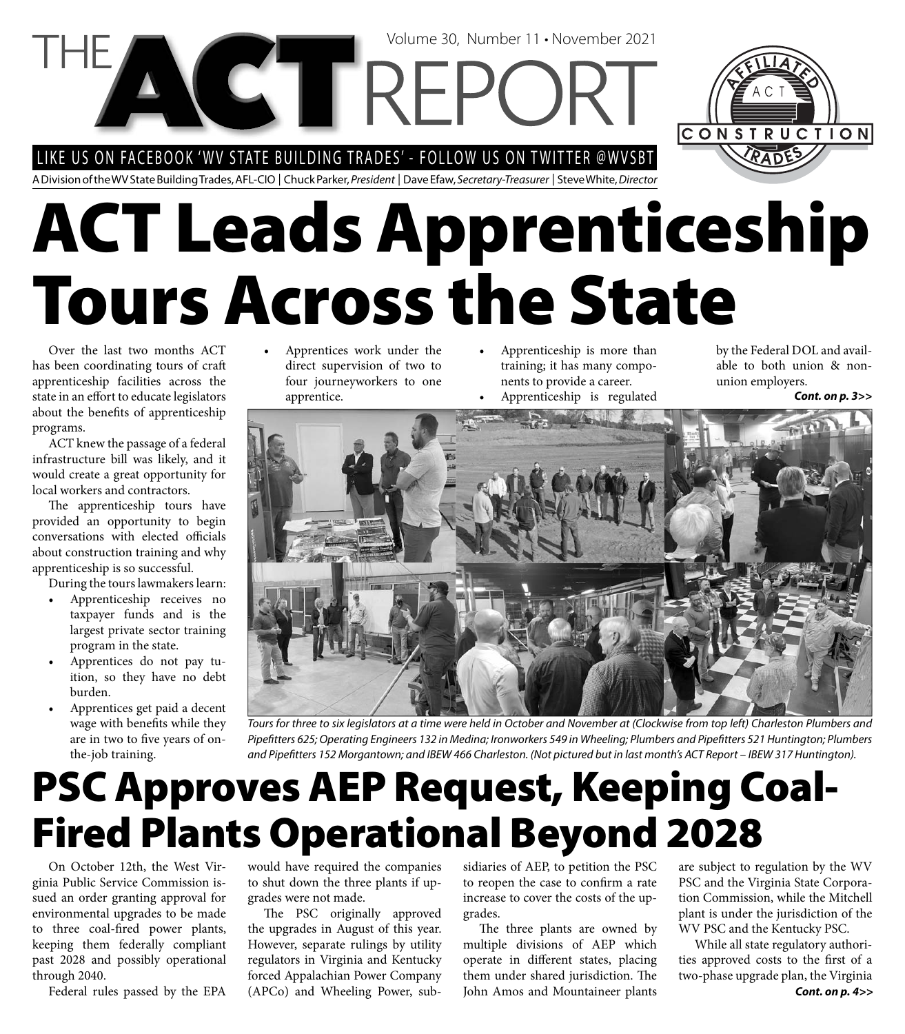# THE ACT REPORT

Volume 30, Number 11 • November 2021

LIKE US ON FACEBOOK 'WV STATE BUILDING TRADES' - FOLLOW US ON TWITTER @WVSBT

A Division of the WV State Building Trades, AFL-CIO | Chuck Parker, *President* | Dave Efaw, *Secretary-Treasurer* | Steve White, *Director*

# ACT Leads Apprenticeship Tours Across the State

Over the last two months ACT has been coordinating tours of craft apprenticeship facilities across the state in an effort to educate legislators about the benefits of apprenticeship programs.

ACT knew the passage of a federal infrastructure bill was likely, and it would create a great opportunity for local workers and contractors.

The apprenticeship tours have provided an opportunity to begin conversations with elected officials about construction training and why apprenticeship is so successful.

During the tours lawmakers learn:

- Apprenticeship receives no taxpayer funds and is the largest private sector training program in the state.
- Apprentices do not pay tuition, so they have no debt burden.
- Apprentices get paid a decent wage with benefits while they are in two to five years of on-the-job training.
- Apprentices work under the direct supervision of two to four journeyworkers to one apprentice.
- Apprenticeship is more than training; it has many components to provide a career.
- Apprenticeship is regulated by the Federal DOL and available to both union & non-union employers.

***Cont. on p. 3>>***

*Tours for three to six legislators at a time were held in October and November at (Clockwise from top left) Charleston Plumbers and Pipefitters 625; Operating Engineers 132 in Medina; Ironworkers 549 in Wheeling; Plumbers and Pipefitters 521 Huntington; Plumbers and Pipefitters 152 Morgantown; and IBEW 466 Charleston. (Not pictured but in last month's ACT Report – IBEW 317 Huntington).*

# PSC Approves AEP Request, Keeping Coal-Fired Plants Operational Beyond 2028

On October 12th, the West Virginia Public Service Commission issued an order granting approval for environmental upgrades to be made to three coal-fired power plants, keeping them federally compliant past 2028 and possibly operational through 2040.

Federal rules passed by the EPA would have required the companies to shut down the three plants if upgrades were not made.

The PSC originally approved the upgrades in August of this year. However, separate rulings by utility regulators in Virginia and Kentucky forced Appalachian Power Company (APCo) and Wheeling Power, subsidiaries of AEP, to petition the PSC to reopen the case to confirm a rate increase to cover the costs of the upgrades.

The three plants are owned by multiple divisions of AEP which operate in different states, placing them under shared jurisdiction. The John Amos and Mountaineer plants are subject to regulation by the WV PSC and the Virginia State Corporation Commission, while the Mitchell plant is under the jurisdiction of the WV PSC and the Kentucky PSC.

While all state regulatory authorities approved costs to the first of a two-phase upgrade plan, the Virginia

***Cont. on p. 4>>***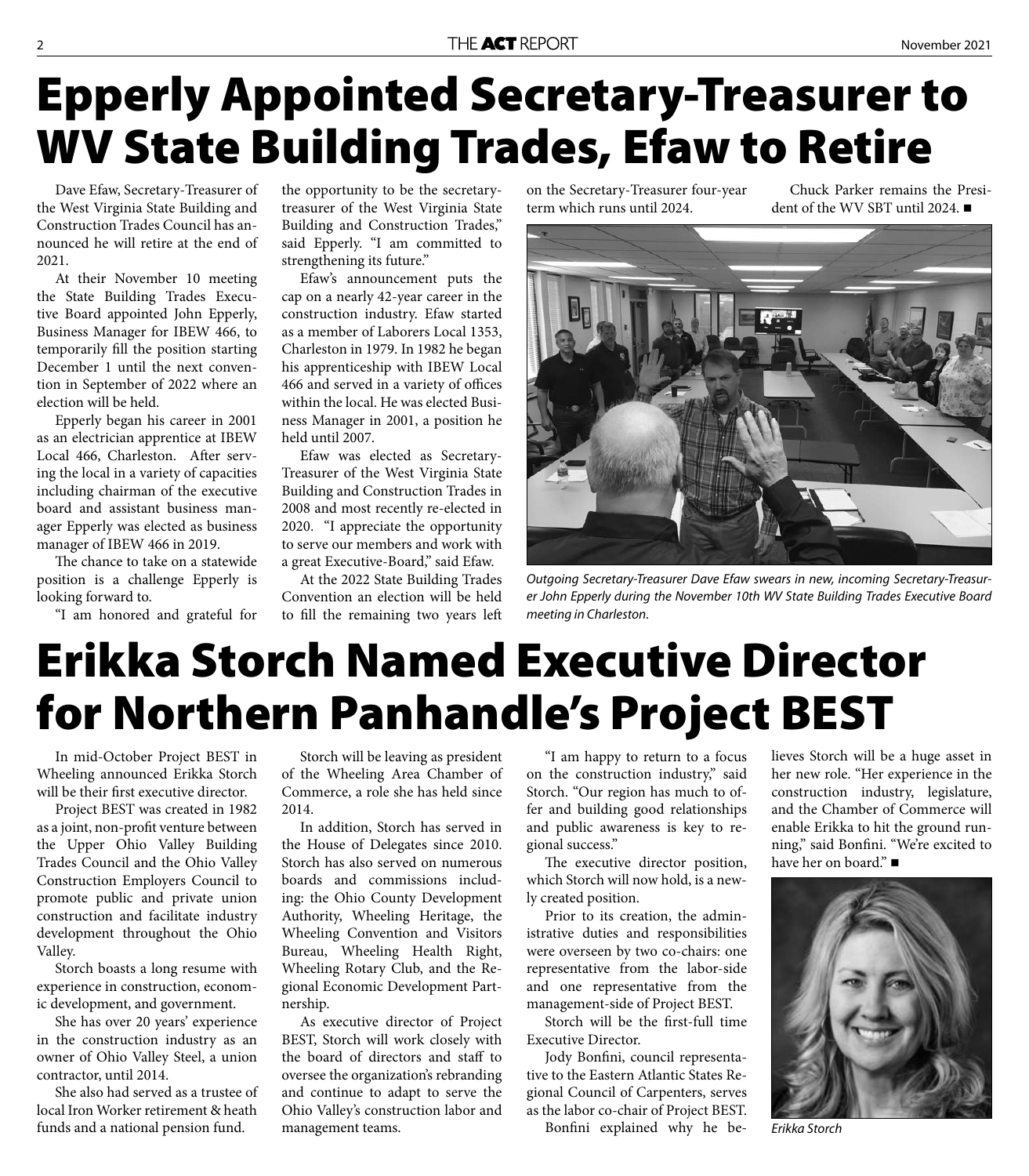# Epperly Appointed Secretary-Treasurer to WV State Building Trades, Efaw to Retire

Dave Efaw, Secretary-Treasurer of the West Virginia State Building and Construction Trades Council has announced he will retire at the end of 2021.

At their November 10 meeting the State Building Trades Executive Board appointed John Epperly, Business Manager for IBEW 466, to temporarily fill the position starting December 1 until the next convention in September of 2022 where an election will be held.

Epperly began his career in 2001 as an electrician apprentice at IBEW Local 466, Charleston. After serving the local in a variety of capacities including chairman of the executive board and assistant business manager Epperly was elected as business manager of IBEW 466 in 2019.

The chance to take on a statewide position is a challenge Epperly is looking forward to.

"I am honored and grateful for the opportunity to be the secretary-treasurer of the West Virginia State Building and Construction Trades," said Epperly. "I am committed to strengthening its future."

Efaw's announcement puts the cap on a nearly 42-year career in the construction industry. Efaw started as a member of Laborers Local 1353, Charleston in 1979. In 1982 he began his apprenticeship with IBEW Local 466 and served in a variety of offices within the local. He was elected Business Manager in 2001, a position he held until 2007.

Efaw was elected as Secretary-Treasurer of the West Virginia State Building and Construction Trades in 2008 and most recently re-elected in 2020. "I appreciate the opportunity to serve our members and work with a great Executive-Board," said Efaw.

At the 2022 State Building Trades Convention an election will be held to fill the remaining two years left on the Secretary-Treasurer four-year term which runs until 2024.

Chuck Parker remains the President of the WV SBT until 2024. ■

*Outgoing Secretary-Treasurer Dave Efaw swears in new, incoming Secretary-Treasurer John Epperly during the November 10th WV State Building Trades Executive Board meeting in Charleston.*

# Erikka Storch Named Executive Director for Northern Panhandle's Project BEST

In mid-October Project BEST in Wheeling announced Erikka Storch will be their first executive director.

Project BEST was created in 1982 as a joint, non-profit venture between the Upper Ohio Valley Building Trades Council and the Ohio Valley Construction Employers Council to promote public and private union construction and facilitate industry development throughout the Ohio Valley.

Storch boasts a long resume with experience in construction, economic development, and government.

She has over 20 years' experience in the construction industry as an owner of Ohio Valley Steel, a union contractor, until 2014.

She also had served as a trustee of local Iron Worker retirement & heath funds and a national pension fund.

Storch will be leaving as president of the Wheeling Area Chamber of Commerce, a role she has held since 2014.

In addition, Storch has served in the House of Delegates since 2010. Storch has also served on numerous boards and commissions including: the Ohio County Development Authority, Wheeling Heritage, the Wheeling Convention and Visitors Bureau, Wheeling Health Right, Wheeling Rotary Club, and the Regional Economic Development Partnership.

As executive director of Project BEST, Storch will work closely with the board of directors and staff to oversee the organization's rebranding and continue to adapt to serve the Ohio Valley's construction labor and management teams.

"I am happy to return to a focus on the construction industry," said Storch. "Our region has much to offer and building good relationships and public awareness is key to regional success."

The executive director position, which Storch will now hold, is a newly created position.

Prior to its creation, the administrative duties and responsibilities were overseen by two co-chairs: one representative from the labor-side and one representative from the management-side of Project BEST.

Storch will be the first-full time Executive Director.

Jody Bonfini, council representative to the Eastern Atlantic States Regional Council of Carpenters, serves as the labor co-chair of Project BEST.

Bonfini explained why he believes Storch will be a huge asset in her new role. "Her experience in the construction industry, legislature, and the Chamber of Commerce will enable Erikka to hit the ground running," said Bonfini. "We're excited to have her on board." ■

*Erikka Storch*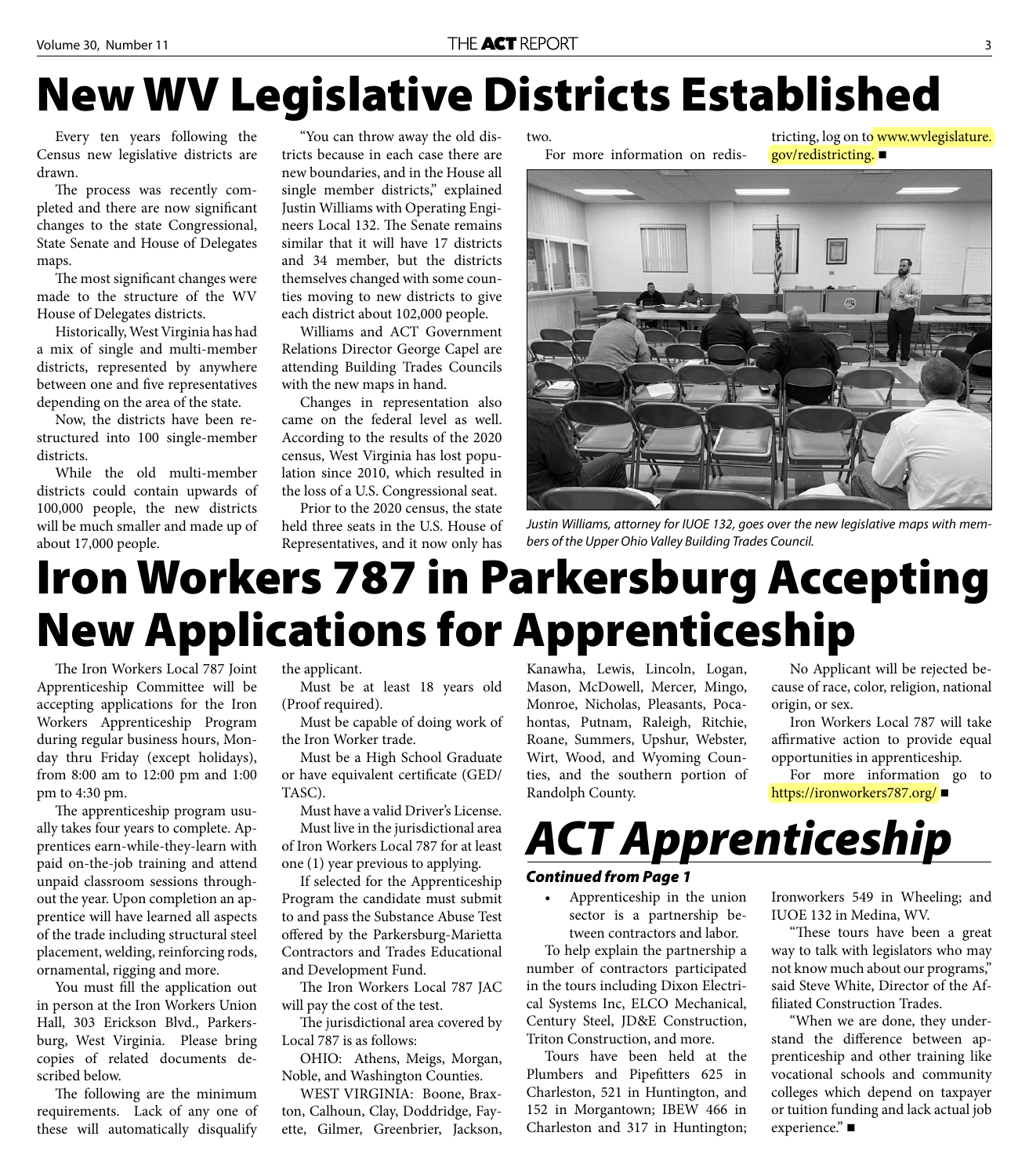# New WV Legislative Districts Established

Every ten years following the Census new legislative districts are drawn.

The process was recently completed and there are now significant changes to the state Congressional, State Senate and House of Delegates maps.

The most significant changes were made to the structure of the WV House of Delegates districts.

Historically, West Virginia has had a mix of single and multi-member districts, represented by anywhere between one and five representatives depending on the area of the state.

Now, the districts have been restructured into 100 single-member districts.

While the old multi-member districts could contain upwards of 100,000 people, the new districts will be much smaller and made up of about 17,000 people.

"You can throw away the old districts because in each case there are new boundaries, and in the House all single member districts," explained Justin Williams with Operating Engineers Local 132. The Senate remains similar that it will have 17 districts and 34 member, but the districts themselves changed with some counties moving to new districts to give each district about 102,000 people.

Williams and ACT Government Relations Director George Capel are attending Building Trades Councils with the new maps in hand.

Changes in representation also came on the federal level as well. According to the results of the 2020 census, West Virginia has lost population since 2010, which resulted in the loss of a U.S. Congressional seat.

Prior to the 2020 census, the state held three seats in the U.S. House of Representatives, and it now only has two.

For more information on redistricting, log on to www.wvlegislature.gov/redistricting. ■

*Justin Williams, attorney for IUOE 132, goes over the new legislative maps with members of the Upper Ohio Valley Building Trades Council.*

# Iron Workers 787 in Parkersburg Accepting New Applications for Apprenticeship

The Iron Workers Local 787 Joint Apprenticeship Committee will be accepting applications for the Iron Workers Apprenticeship Program during regular business hours, Monday thru Friday (except holidays), from 8:00 am to 12:00 pm and 1:00 pm to 4:30 pm.

The apprenticeship program usually takes four years to complete. Apprentices earn-while-they-learn with paid on-the-job training and attend unpaid classroom sessions throughout the year. Upon completion an apprentice will have learned all aspects of the trade including structural steel placement, welding, reinforcing rods, ornamental, rigging and more.

You must fill the application out in person at the Iron Workers Union Hall, 303 Erickson Blvd., Parkersburg, West Virginia. Please bring copies of related documents described below.

The following are the minimum requirements. Lack of any one of these will automatically disqualify the applicant.

Must be at least 18 years old (Proof required).

Must be capable of doing work of the Iron Worker trade.

Must be a High School Graduate or have equivalent certificate (GED/TASC).

Must have a valid Driver's License.

Must live in the jurisdictional area of Iron Workers Local 787 for at least one (1) year previous to applying.

If selected for the Apprenticeship Program the candidate must submit to and pass the Substance Abuse Test offered by the Parkersburg-Marietta Contractors and Trades Educational and Development Fund.

The Iron Workers Local 787 JAC will pay the cost of the test.

The jurisdictional area covered by Local 787 is as follows:

OHIO: Athens, Meigs, Morgan, Noble, and Washington Counties.

WEST VIRGINIA: Boone, Braxton, Calhoun, Clay, Doddridge, Fayette, Gilmer, Greenbrier, Jackson, Kanawha, Lewis, Lincoln, Logan, Mason, McDowell, Mercer, Mingo, Monroe, Nicholas, Pleasants, Pocahontas, Putnam, Raleigh, Ritchie, Roane, Summers, Upshur, Webster, Wirt, Wood, and Wyoming Counties, and the southern portion of Randolph County.

No Applicant will be rejected because of race, color, religion, national origin, or sex.

Iron Workers Local 787 will take affirmative action to provide equal opportunities in apprenticeship.

For more information go to https://ironworkers787.org/ ■

# *ACT Apprenticeship*

***Continued from Page 1***

- Apprenticeship in the union sector is a partnership between contractors and labor.

To help explain the partnership a number of contractors participated in the tours including Dixon Electrical Systems Inc, ELCO Mechanical, Century Steel, JD&E Construction, Triton Construction, and more.

Tours have been held at the Plumbers and Pipefitters 625 in Charleston, 521 in Huntington, and 152 in Morgantown; IBEW 466 in Charleston and 317 in Huntington; Ironworkers 549 in Wheeling; and IUOE 132 in Medina, WV.

"These tours have been a great way to talk with legislators who may not know much about our programs," said Steve White, Director of the Affiliated Construction Trades.

"When we are done, they understand the difference between apprenticeship and other training like vocational schools and community colleges which depend on taxpayer or tuition funding and lack actual job experience." ■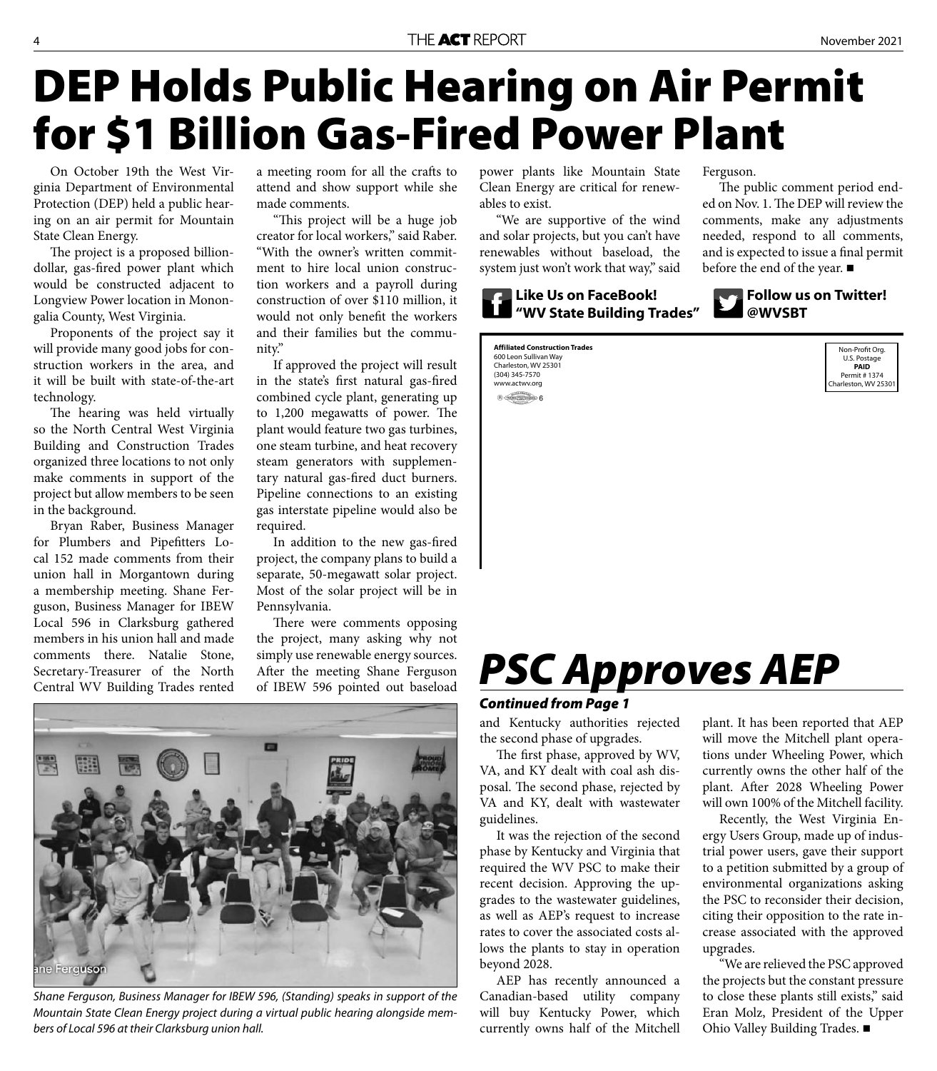# DEP Holds Public Hearing on Air Permit for $1 Billion Gas-Fired Power Plant

On October 19th the West Virginia Department of Environmental Protection (DEP) held a public hearing on an air permit for Mountain State Clean Energy.

The project is a proposed billion-dollar, gas-fired power plant which would be constructed adjacent to Longview Power location in Monongalia County, West Virginia.

Proponents of the project say it will provide many good jobs for construction workers in the area, and it will be built with state-of-the-art technology.

The hearing was held virtually so the North Central West Virginia Building and Construction Trades organized three locations to not only make comments in support of the project but allow members to be seen in the background.

Bryan Raber, Business Manager for Plumbers and Pipefitters Local 152 made comments from their union hall in Morgantown during a membership meeting. Shane Ferguson, Business Manager for IBEW Local 596 in Clarksburg gathered members in his union hall and made comments there. Natalie Stone, Secretary-Treasurer of the North Central WV Building Trades rented a meeting room for all the crafts to attend and show support while she made comments.

"This project will be a huge job creator for local workers," said Raber. "With the owner's written commitment to hire local union construction workers and a payroll during construction of over $110 million, it would not only benefit the workers and their families but the community."

If approved the project will result in the state's first natural gas-fired combined cycle plant, generating up to 1,200 megawatts of power. The plant would feature two gas turbines, one steam turbine, and heat recovery steam generators with supplementary natural gas-fired duct burners. Pipeline connections to an existing gas interstate pipeline would also be required.

In addition to the new gas-fired project, the company plans to build a separate, 50-megawatt solar project. Most of the solar project will be in Pennsylvania.

There were comments opposing the project, many asking why not simply use renewable energy sources. After the meeting Shane Ferguson of IBEW 596 pointed out baseload power plants like Mountain State Clean Energy are critical for renewables to exist.

"We are supportive of the wind and solar projects, but you can't have renewables without baseload, the system just won't work that way," said Ferguson.

The public comment period ended on Nov. 1. The DEP will review the comments, make any adjustments needed, respond to all comments, and is expected to issue a final permit before the end of the year. ■

*Shane Ferguson, Business Manager for IBEW 596, (Standing) speaks in support of the Mountain State Clean Energy project during a virtual public hearing alongside members of Local 596 at their Clarksburg union hall.*

**Like Us on FaceBook! "WV State Building Trades"**

**Follow us on Twitter! @WVSBT**

**Affiliated Construction Trades**
600 Leon Sullivan Way
Charleston, WV 25301
(304) 345-7570
www.actwv.org

Non-Profit Org.
U.S. Postage
**PAID**
Permit # 1374
Charleston, WV 25301

# *PSC Approves AEP*

***Continued from Page 1***

and Kentucky authorities rejected the second phase of upgrades.

The first phase, approved by WV, VA, and KY dealt with coal ash disposal. The second phase, rejected by VA and KY, dealt with wastewater guidelines.

It was the rejection of the second phase by Kentucky and Virginia that required the WV PSC to make their recent decision. Approving the upgrades to the wastewater guidelines, as well as AEP's request to increase rates to cover the associated costs allows the plants to stay in operation beyond 2028.

AEP has recently announced a Canadian-based utility company will buy Kentucky Power, which currently owns half of the Mitchell plant. It has been reported that AEP will move the Mitchell plant operations under Wheeling Power, which currently owns the other half of the plant. After 2028 Wheeling Power will own 100% of the Mitchell facility.

Recently, the West Virginia Energy Users Group, made up of industrial power users, gave their support to a petition submitted by a group of environmental organizations asking the PSC to reconsider their decision, citing their opposition to the rate increase associated with the approved upgrades.

"We are relieved the PSC approved the projects but the constant pressure to close these plants still exists," said Eran Molz, President of the Upper Ohio Valley Building Trades. ■